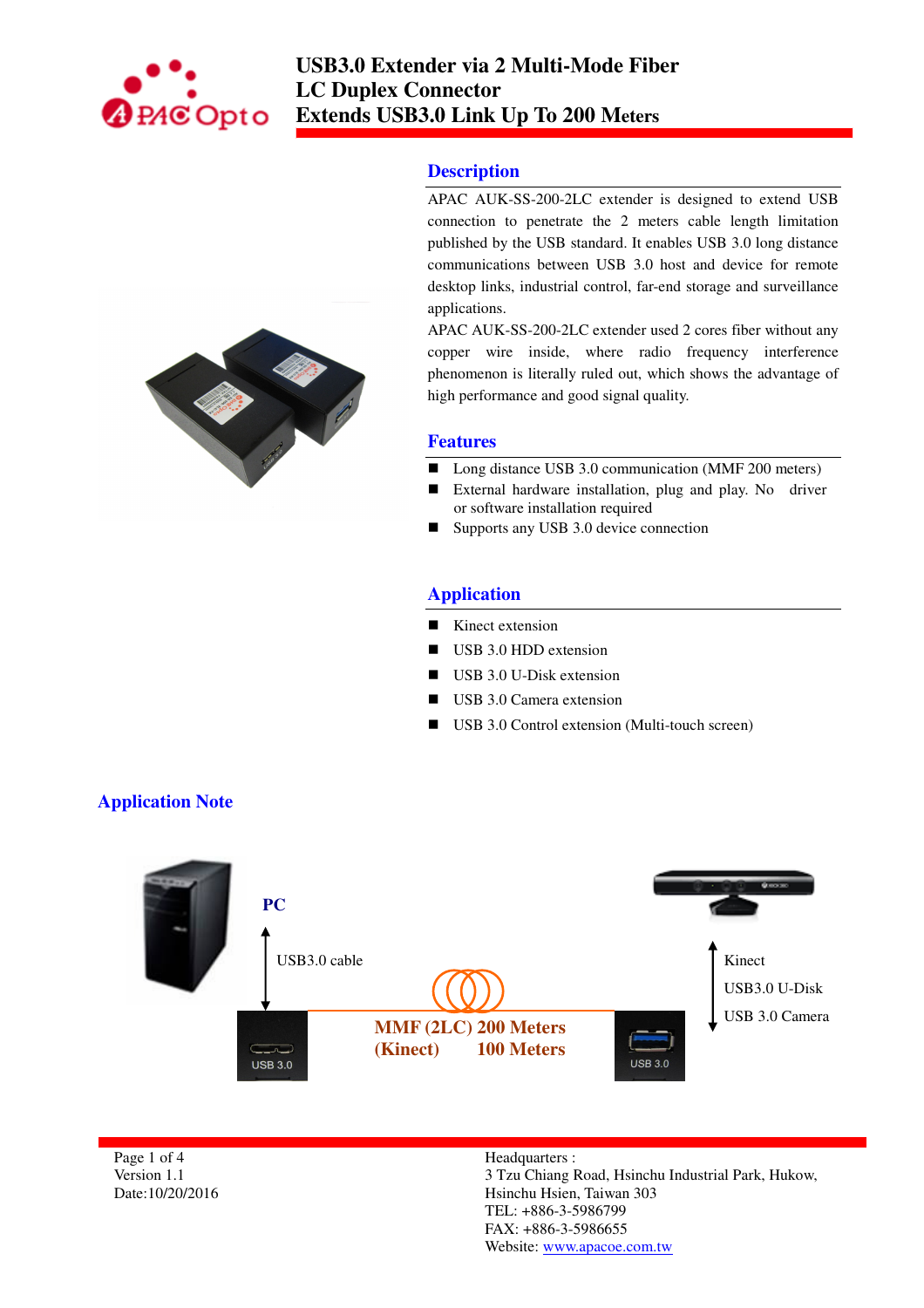# USB3.0 Extender via 2 Multi-Mode Fiber LC Duplex Connector Extends USB3.0 Link Up To 200 Meters

## Description

APAC AUK-SS-200-2LC extender is designed to extend USB connection to penetrate the 2 meters cable length limitation published by the USB standard. It enables USB 3.0 long distance communications between USB 3.0 host and device for remote desktop links, industrial control, far-end storage and surveillance applications.

APAC AUK-SS-200-2LC extender used 2 cores fiber without any copper wire inside, where radio frequency interference phenomenon is literally ruled out, which shows the advantage of high performance and good signal quality.

## Features

- Long distance USB 3.0 communication (MMF 200 meters)
- External hardware installation, plug and play. No driver or software installation required
- Supports any USB 3.0 device connection

## Application

- Kinect extension
- USB 3.0 HDD extension
- USB 3.0 U-Disk extension
- USB 3.0 Camera extension
- USB 3.0 Control extension (Multi-touch screen)

## Application Note

PC

USB3.0 cable

USB 3.0

MMF (2LC) 200 Meters
(Kinect) 100 Meters

USB 3.0

Kinect
USB3.0 U-Disk
USB 3.0 Camera

Version 1.1
Date:10/20/2016

Headquarters :
3 Tzu Chiang Road, Hsinchu Industrial Park, Hukow, Hsinchu Hsien, Taiwan 303
TEL: +886-3-5986799
FAX: +886-3-5986655
Website: www.apacoe.com.tw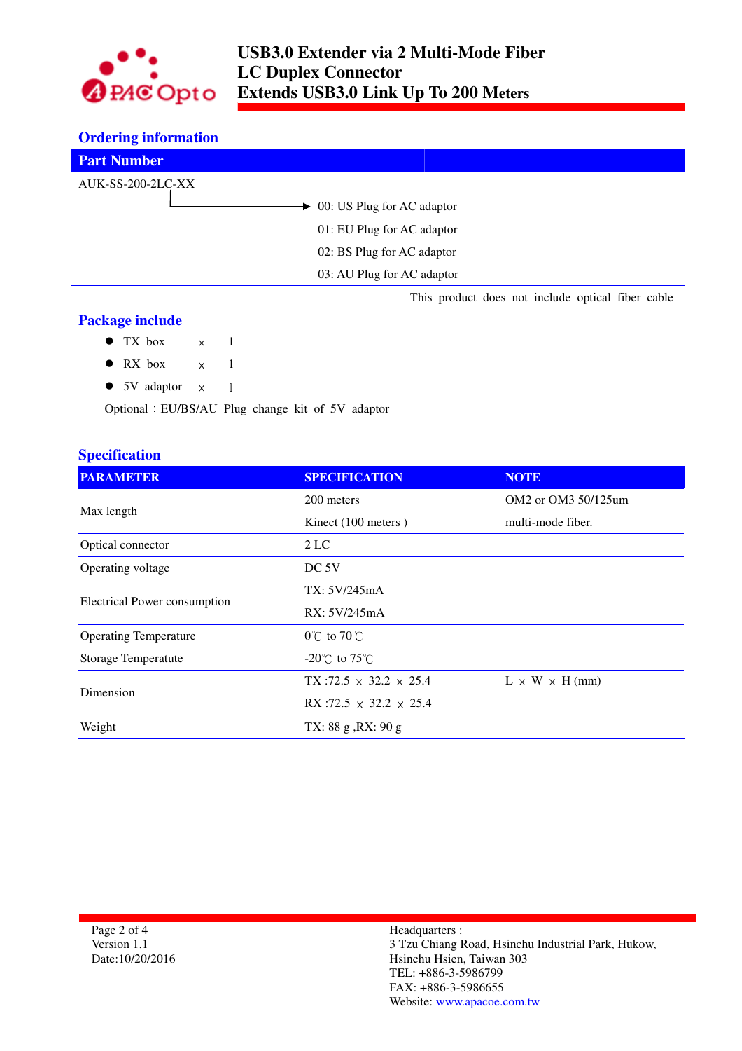## Ordering information

| Part Number |
|---|
| AUK-SS-200-2LC-XX |

- 00: US Plug for AC adaptor
- 01: EU Plug for AC adaptor
- 02: BS Plug for AC adaptor
- 03: AU Plug for AC adaptor

This product does not include optical fiber cable

## Package include

- TX box × 1
- RX box × 1
- 5V adaptor × 1

Optional：EU/BS/AU Plug change kit of 5V adaptor

## Specification

| PARAMETER | SPECIFICATION | NOTE |
|---|---|---|
| Max length | 200 meters<br>Kinect (100 meters ) | OM2 or OM3 50/125um<br>multi-mode fiber. |
| Optical connector | 2 LC | |
| Operating voltage | DC 5V | |
| Electrical Power consumption | TX: 5V/245mA<br>RX: 5V/245mA | |
| Operating Temperature | 0℃ to 70℃ | |
| Storage Temperatute | -20℃ to 75℃ | |
| Dimension | TX :72.5 × 32.2 × 25.4<br>RX :72.5 × 32.2 × 25.4 | L × W × H (mm) |
| Weight | TX: 88 g ,RX: 90 g | |

Version 1.1
Date:10/20/2016

Headquarters :
3 Tzu Chiang Road, Hsinchu Industrial Park, Hukow, Hsinchu Hsien, Taiwan 303
TEL: +886-3-5986799
FAX: +886-3-5986655
Website: www.apacoe.com.tw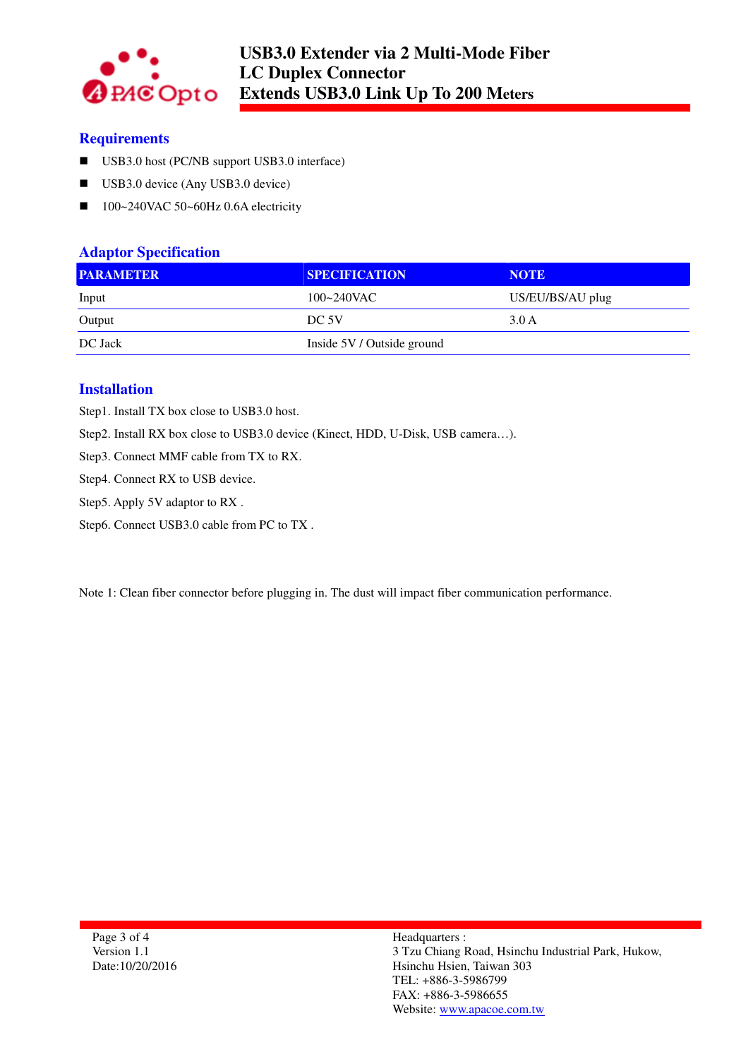## Requirements

- USB3.0 host (PC/NB support USB3.0 interface)
- USB3.0 device (Any USB3.0 device)
- 100~240VAC 50~60Hz 0.6A electricity

## Adaptor Specification

| PARAMETER | SPECIFICATION | NOTE |
|---|---|---|
| Input | 100~240VAC | US/EU/BS/AU plug |
| Output | DC 5V | 3.0 A |
| DC Jack | Inside 5V / Outside ground | |

## Installation

Step1. Install TX box close to USB3.0 host.

Step2. Install RX box close to USB3.0 device (Kinect, HDD, U-Disk, USB camera…).

Step3. Connect MMF cable from TX to RX.

Step4. Connect RX to USB device.

Step5. Apply 5V adaptor to RX .

Step6. Connect USB3.0 cable from PC to TX .

Note 1: Clean fiber connector before plugging in. The dust will impact fiber communication performance.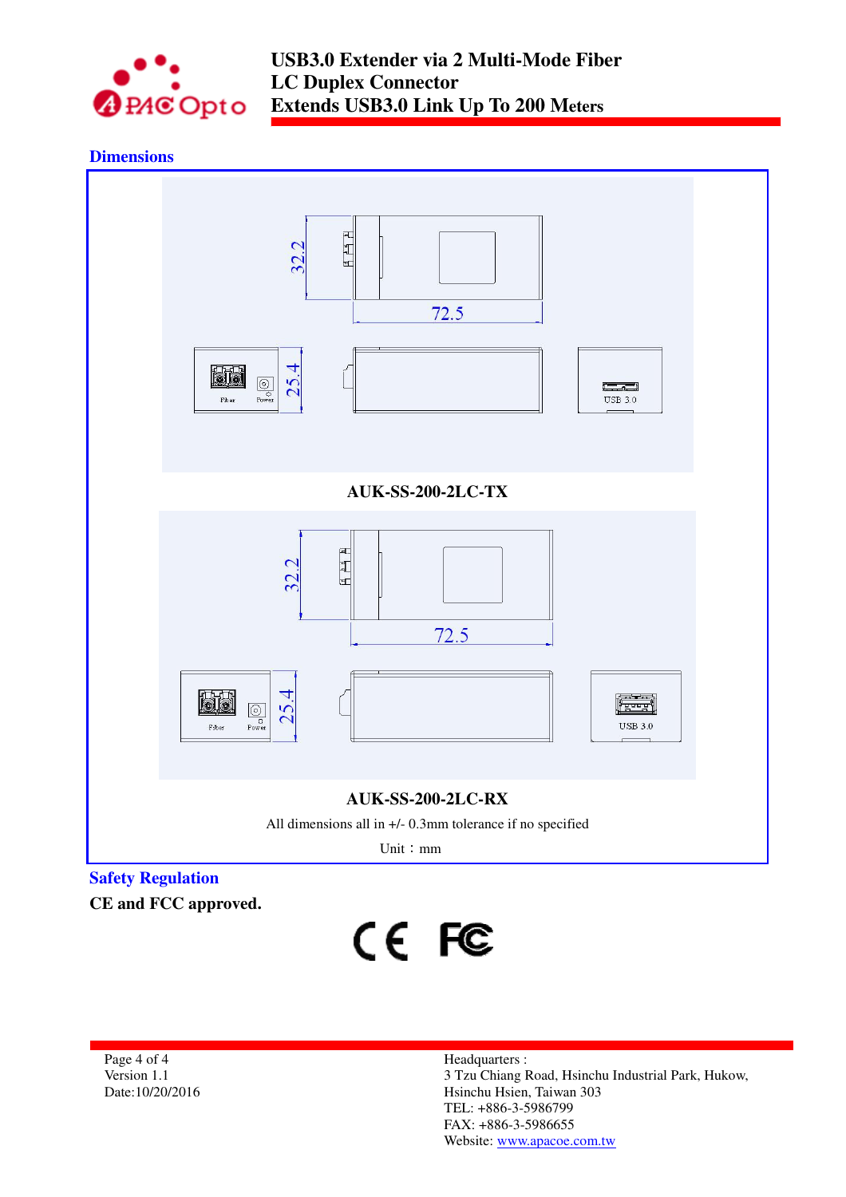## Dimensions

32.2

72.5

25.4

Fiber

Power

USB 3.0

AUK-SS-200-2LC-TX

32.2

72.5

25.4

Fiber

Power

USB 3.0

AUK-SS-200-2LC-RX

All dimensions all in +/- 0.3mm tolerance if no specified

Unit：mm

## Safety Regulation

**CE and FCC approved.**

Version 1.1
Date:10/20/2016

Headquarters :
3 Tzu Chiang Road, Hsinchu Industrial Park, Hukow,
Hsinchu Hsien, Taiwan 303
TEL: +886-3-5986799
FAX: +886-3-5986655
Website: www.apacoe.com.tw